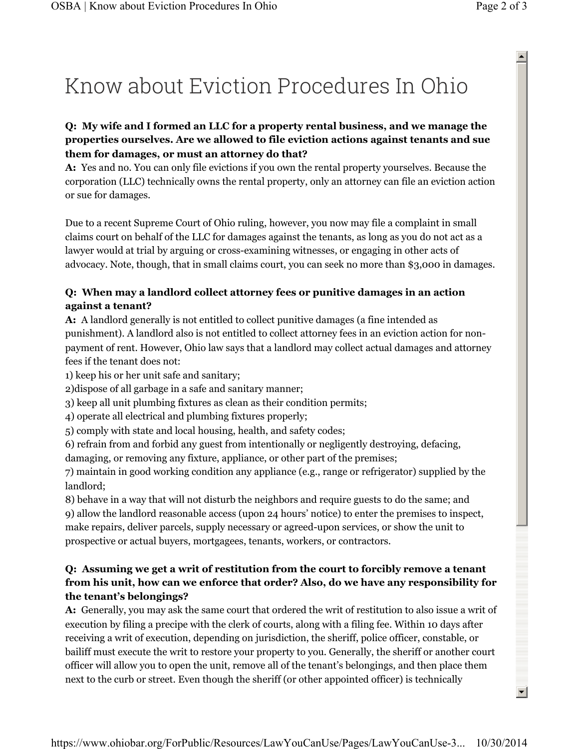# Know about Eviction Procedures In Ohio

**Q: My wife and I formed an LLC for a property rental business, and we manage the properties ourselves. Are we allowed to file eviction actions against tenants and sue them for damages, or must an attorney do that?**

**A:** Yes and no. You can only file evictions if you own the rental property yourselves. Because the corporation (LLC) technically owns the rental property, only an attorney can file an eviction action or sue for damages.

Due to a recent Supreme Court of Ohio ruling, however, you now may file a complaint in small claims court on behalf of the LLC for damages against the tenants, as long as you do not act as a lawyer would at trial by arguing or cross-examining witnesses, or engaging in other acts of advocacy. Note, though, that in small claims court, you can seek no more than $3,000 in damages.

**Q: When may a landlord collect attorney fees or punitive damages in an action against a tenant?**

**A:** A landlord generally is not entitled to collect punitive damages (a fine intended as punishment). A landlord also is not entitled to collect attorney fees in an eviction action for non-payment of rent. However, Ohio law says that a landlord may collect actual damages and attorney fees if the tenant does not:

1) keep his or her unit safe and sanitary;
2) dispose of all garbage in a safe and sanitary manner;
3) keep all unit plumbing fixtures as clean as their condition permits;
4) operate all electrical and plumbing fixtures properly;
5) comply with state and local housing, health, and safety codes;
6) refrain from and forbid any guest from intentionally or negligently destroying, defacing, damaging, or removing any fixture, appliance, or other part of the premises;
7) maintain in good working condition any appliance (e.g., range or refrigerator) supplied by the landlord;
8) behave in a way that will not disturb the neighbors and require guests to do the same; and
9) allow the landlord reasonable access (upon 24 hours' notice) to enter the premises to inspect, make repairs, deliver parcels, supply necessary or agreed-upon services, or show the unit to prospective or actual buyers, mortgagees, tenants, workers, or contractors.

**Q: Assuming we get a writ of restitution from the court to forcibly remove a tenant from his unit, how can we enforce that order? Also, do we have any responsibility for the tenant's belongings?**

**A:** Generally, you may ask the same court that ordered the writ of restitution to also issue a writ of execution by filing a precipe with the clerk of courts, along with a filing fee. Within 10 days after receiving a writ of execution, depending on jurisdiction, the sheriff, police officer, constable, or bailiff must execute the writ to restore your property to you. Generally, the sheriff or another court officer will allow you to open the unit, remove all of the tenant's belongings, and then place them next to the curb or street. Even though the sheriff (or other appointed officer) is technically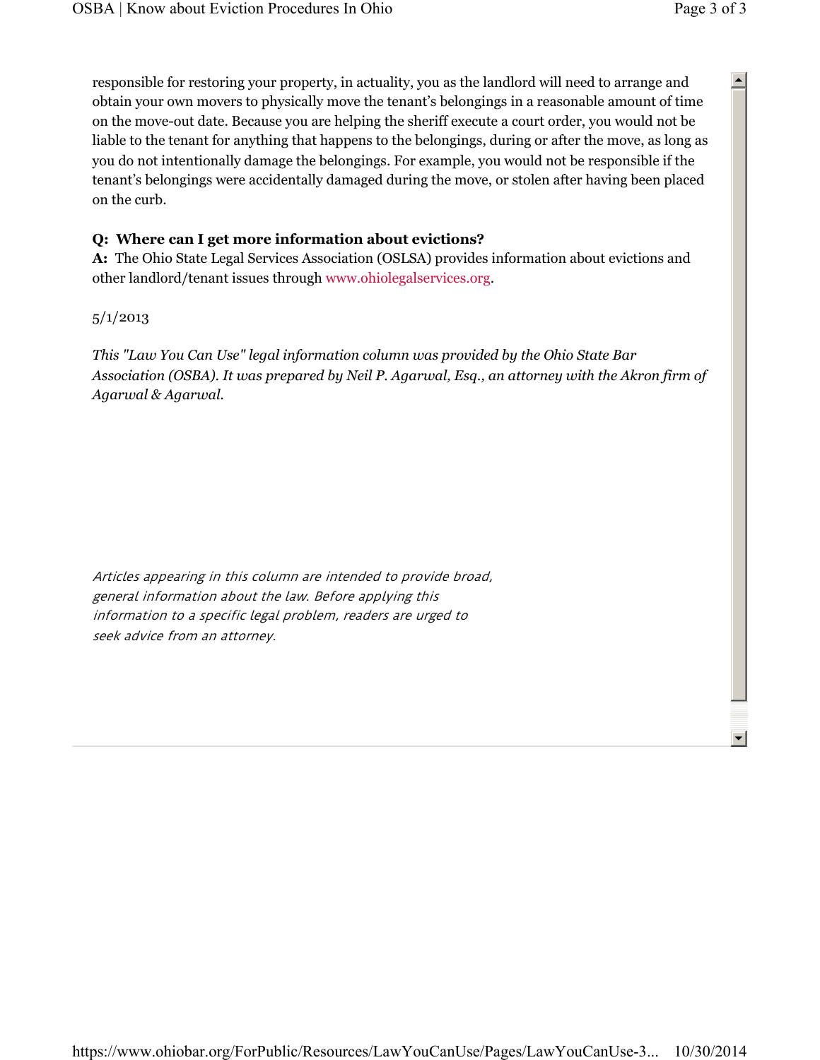responsible for restoring your property, in actuality, you as the landlord will need to arrange and obtain your own movers to physically move the tenant's belongings in a reasonable amount of time on the move-out date. Because you are helping the sheriff execute a court order, you would not be liable to the tenant for anything that happens to the belongings, during or after the move, as long as you do not intentionally damage the belongings. For example, you would not be responsible if the tenant's belongings were accidentally damaged during the move, or stolen after having been placed on the curb.

**Q: Where can I get more information about evictions?**
**A:** The Ohio State Legal Services Association (OSLSA) provides information about evictions and other landlord/tenant issues through www.ohiolegalservices.org.

5/1/2013

*This "Law You Can Use" legal information column was provided by the Ohio State Bar Association (OSBA). It was prepared by Neil P. Agarwal, Esq., an attorney with the Akron firm of Agarwal & Agarwal.*

*Articles appearing in this column are intended to provide broad, general information about the law. Before applying this information to a specific legal problem, readers are urged to seek advice from an attorney.*